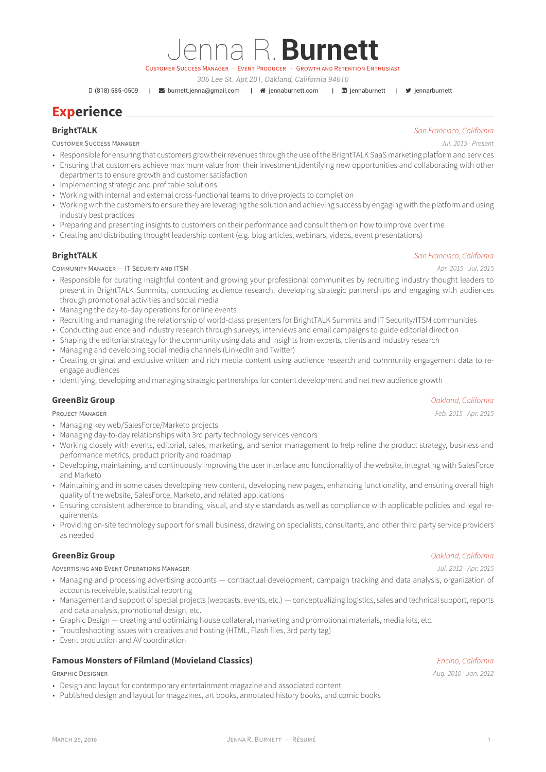# Jenna R. **Burnett**

Customer Success Manager · Event Producer · Growth and Retention Enthusiast

*306 Lee St. Apt.201, Oakland, California 94610*

(818) 585-0509 | burnett.jenna@gmail.com | jennaburnett.com | jennaburnett | jennarburnett

## Experience

### BrightTALK
*San Francisco, California*

Customer Success Manager — *Jul. 2015 - Present*

- Responsible for ensuring that customers grow their revenues through the use of the BrightTALK SaaS marketing platform and services
- Ensuring that customers achieve maximum value from their investment,identifying new opportunities and collaborating with other departments to ensure growth and customer satisfaction
- Implementing strategic and profitable solutions
- Working with internal and external cross-functional teams to drive projects to completion
- Working with the customers to ensure they are leveraging the solution and achieving success by engaging with the platform and using industry best practices
- Preparing and presenting insights to customers on their performance and consult them on how to improve over time
- Creating and distributing thought leadership content (e.g. blog articles, webinars, videos, event presentations)

### BrightTALK
*San Francisco, California*

Community Manager — IT Security and ITSM — *Apr. 2015 - Jul. 2015*

- Responsible for curating insightful content and growing your professional communities by recruiting industry thought leaders to present in BrightTALK Summits, conducting audience research, developing strategic partnerships and engaging with audiences through promotional activities and social media
- Managing the day-to-day operations for online events
- Recruiting and managing the relationship of world-class presenters for BrightTALK Summits and IT Security/ITSM communities
- Conducting audience and industry research through surveys, interviews and email campaigns to guide editorial direction
- Shaping the editorial strategy for the community using data and insights from experts, clients and industry research
- Managing and developing social media channels (LinkedIn and Twitter)
- Creating original and exclusive written and rich media content using audience research and community engagement data to re-engage audiences
- Identifying, developing and managing strategic partnerships for content development and net new audience growth

### GreenBiz Group
*Oakland, California*

Project Manager — *Feb. 2015 - Apr. 2015*

- Managing key web/SalesForce/Marketo projects
- Managing day-to-day relationships with 3rd party technology services vendors
- Working closely with events, editorial, sales, marketing, and senior management to help refine the product strategy, business and performance metrics, product priority and roadmap
- Developing, maintaining, and continuously improving the user interface and functionality of the website, integrating with SalesForce and Marketo
- Maintaining and in some cases developing new content, developing new pages, enhancing functionality, and ensuring overall high quality of the website, SalesForce, Marketo, and related applications
- Ensuring consistent adherence to branding, visual, and style standards as well as compliance with applicable policies and legal requirements
- Providing on-site technology support for small business, drawing on specialists, consultants, and other third party service providers as needed

### GreenBiz Group
*Oakland, California*

Advertising and Event Operations Manager — *Jul. 2012 - Apr. 2015*

- Managing and processing advertising accounts — contractual development, campaign tracking and data analysis, organization of accounts receivable, statistical reporting
- Management and support of special projects (webcasts, events, etc.) — conceptualizing logistics, sales and technical support, reports and data analysis, promotional design, etc.
- Graphic Design — creating and optimizing house collateral, marketing and promotional materials, media kits, etc.
- Troubleshooting issues with creatives and hosting (HTML, Flash files, 3rd party tag)
- Event production and AV coordination

### Famous Monsters of Filmland (Movieland Classics)
*Encino, California*

Graphic Designer — *Aug. 2010 - Jan. 2012*

- Design and layout for contemporary entertainment magazine and associated content
- Published design and layout for magazines, art books, annotated history books, and comic books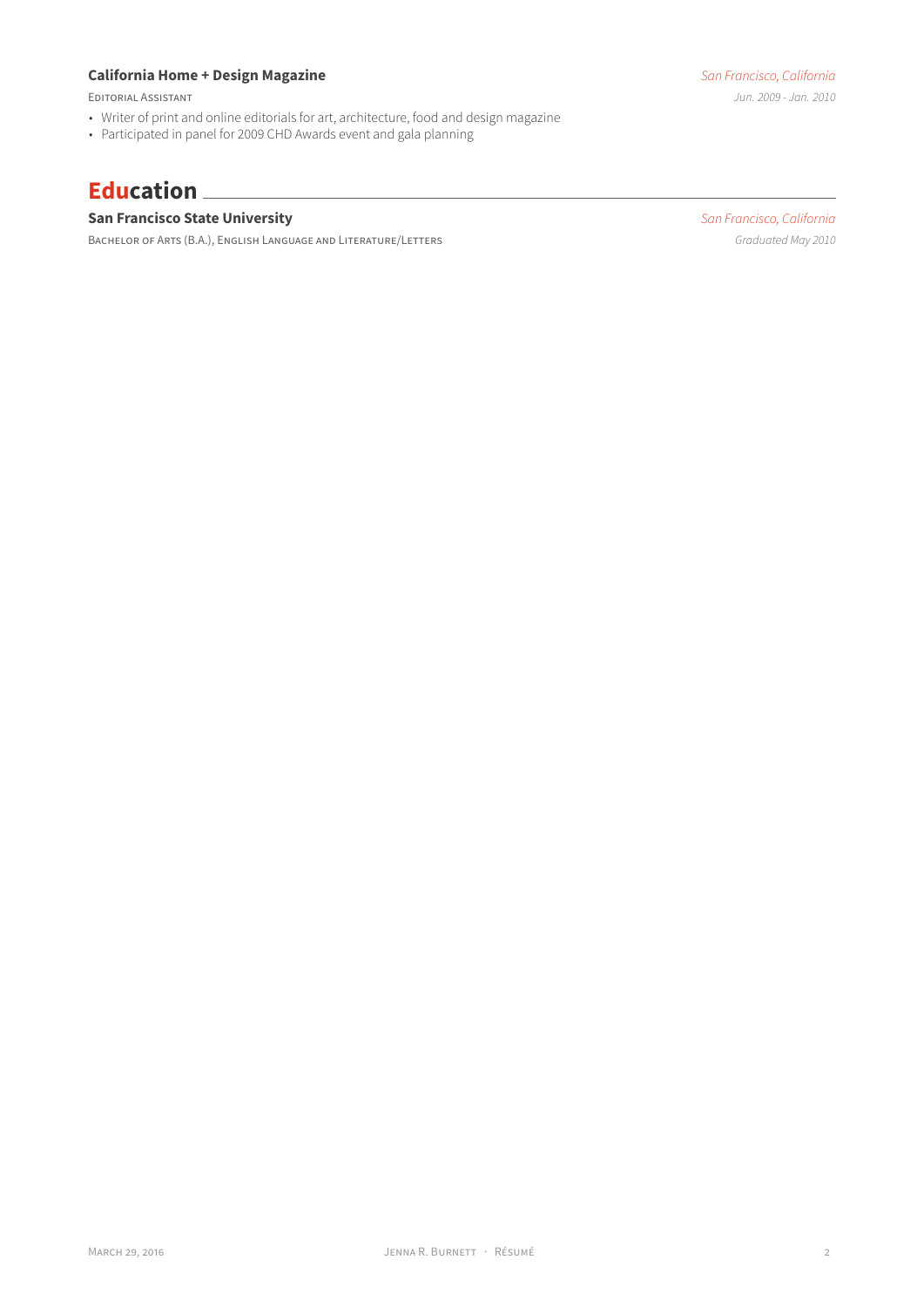### California Home + Design Magazine

*San Francisco, California*

Editorial Assistant

*Jun. 2009 - Jan. 2010*

- Writer of print and online editorials for art, architecture, food and design magazine
- Participated in panel for 2009 CHD Awards event and gala planning

## Education

### San Francisco State University

*San Francisco, California*

Bachelor of Arts (B.A.), English Language and Literature/Letters

*Graduated May 2010*